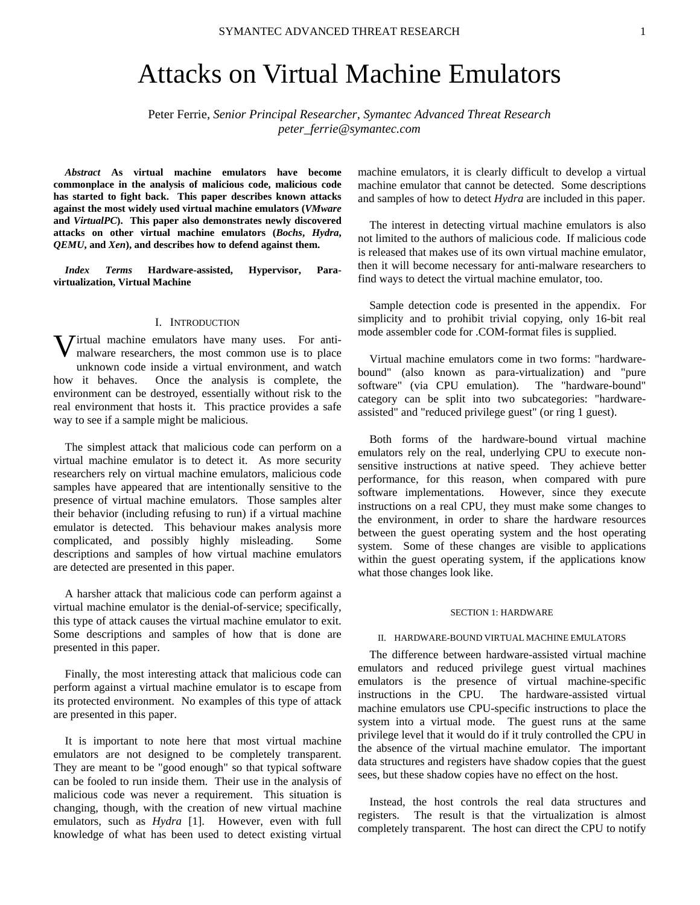# Attacks on Virtual Machine Emulators

Peter Ferrie, *Senior Principal Researcher, Symantec Advanced Threat Research*
*peter_ferrie@symantec.com*

***Abstract*** **As virtual machine emulators have become commonplace in the analysis of malicious code, malicious code has started to fight back. This paper describes known attacks against the most widely used virtual machine emulators (*VMware* and *VirtualPC*). This paper also demonstrates newly discovered attacks on other virtual machine emulators (*Bochs*, *Hydra*, *QEMU*, and *Xen*), and describes how to defend against them.**

***Index Terms*** **Hardware-assisted, Hypervisor, Para-virtualization, Virtual Machine**

## I. Introduction

Virtual machine emulators have many uses. For anti-malware researchers, the most common use is to place unknown code inside a virtual environment, and watch how it behaves. Once the analysis is complete, the environment can be destroyed, essentially without risk to the real environment that hosts it. This practice provides a safe way to see if a sample might be malicious.

The simplest attack that malicious code can perform on a virtual machine emulator is to detect it. As more security researchers rely on virtual machine emulators, malicious code samples have appeared that are intentionally sensitive to the presence of virtual machine emulators. Those samples alter their behavior (including refusing to run) if a virtual machine emulator is detected. This behaviour makes analysis more complicated, and possibly highly misleading. Some descriptions and samples of how virtual machine emulators are detected are presented in this paper.

A harsher attack that malicious code can perform against a virtual machine emulator is the denial-of-service; specifically, this type of attack causes the virtual machine emulator to exit. Some descriptions and samples of how that is done are presented in this paper.

Finally, the most interesting attack that malicious code can perform against a virtual machine emulator is to escape from its protected environment. No examples of this type of attack are presented in this paper.

It is important to note here that most virtual machine emulators are not designed to be completely transparent. They are meant to be "good enough" so that typical software can be fooled to run inside them. Their use in the analysis of malicious code was never a requirement. This situation is changing, though, with the creation of new virtual machine emulators, such as *Hydra* [1]. However, even with full knowledge of what has been used to detect existing virtual machine emulators, it is clearly difficult to develop a virtual machine emulator that cannot be detected. Some descriptions and samples of how to detect *Hydra* are included in this paper.

The interest in detecting virtual machine emulators is also not limited to the authors of malicious code. If malicious code is released that makes use of its own virtual machine emulator, then it will become necessary for anti-malware researchers to find ways to detect the virtual machine emulator, too.

Sample detection code is presented in the appendix. For simplicity and to prohibit trivial copying, only 16-bit real mode assembler code for .COM-format files is supplied.

Virtual machine emulators come in two forms: "hardware-bound" (also known as para-virtualization) and "pure software" (via CPU emulation). The "hardware-bound" category can be split into two subcategories: "hardware-assisted" and "reduced privilege guest" (or ring 1 guest).

Both forms of the hardware-bound virtual machine emulators rely on the real, underlying CPU to execute non-sensitive instructions at native speed. They achieve better performance, for this reason, when compared with pure software implementations. However, since they execute instructions on a real CPU, they must make some changes to the environment, in order to share the hardware resources between the guest operating system and the host operating system. Some of these changes are visible to applications within the guest operating system, if the applications know what those changes look like.

## Section 1: Hardware

### II. Hardware-bound Virtual Machine Emulators

The difference between hardware-assisted virtual machine emulators and reduced privilege guest virtual machines emulators is the presence of virtual machine-specific instructions in the CPU. The hardware-assisted virtual machine emulators use CPU-specific instructions to place the system into a virtual mode. The guest runs at the same privilege level that it would do if it truly controlled the CPU in the absence of the virtual machine emulator. The important data structures and registers have shadow copies that the guest sees, but these shadow copies have no effect on the host.

Instead, the host controls the real data structures and registers. The result is that the virtualization is almost completely transparent. The host can direct the CPU to notify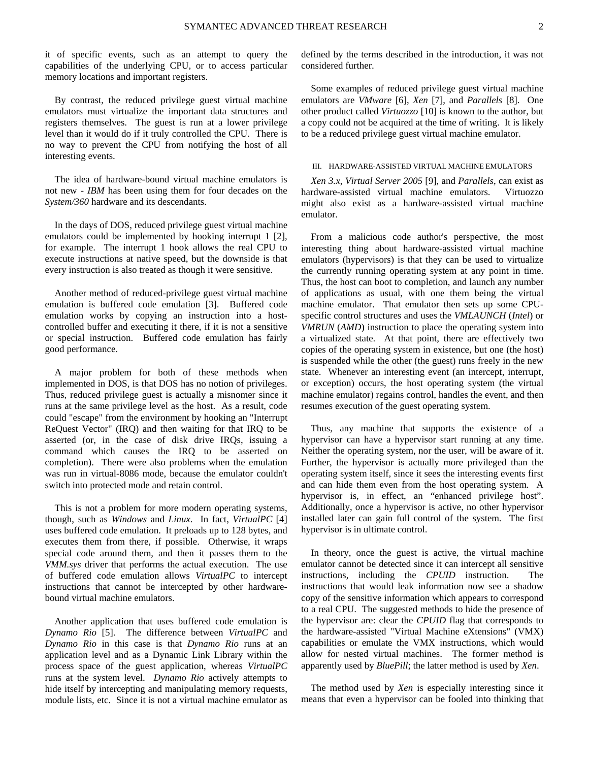it of specific events, such as an attempt to query the capabilities of the underlying CPU, or to access particular memory locations and important registers.

By contrast, the reduced privilege guest virtual machine emulators must virtualize the important data structures and registers themselves. The guest is run at a lower privilege level than it would do if it truly controlled the CPU. There is no way to prevent the CPU from notifying the host of all interesting events.

The idea of hardware-bound virtual machine emulators is not new - *IBM* has been using them for four decades on the *System/360* hardware and its descendants.

In the days of DOS, reduced privilege guest virtual machine emulators could be implemented by hooking interrupt 1 [2], for example. The interrupt 1 hook allows the real CPU to execute instructions at native speed, but the downside is that every instruction is also treated as though it were sensitive.

Another method of reduced-privilege guest virtual machine emulation is buffered code emulation [3]. Buffered code emulation works by copying an instruction into a host-controlled buffer and executing it there, if it is not a sensitive or special instruction. Buffered code emulation has fairly good performance.

A major problem for both of these methods when implemented in DOS, is that DOS has no notion of privileges. Thus, reduced privilege guest is actually a misnomer since it runs at the same privilege level as the host. As a result, code could "escape" from the environment by hooking an "Interrupt ReQuest Vector" (IRQ) and then waiting for that IRQ to be asserted (or, in the case of disk drive IRQs, issuing a command which causes the IRQ to be asserted on completion). There were also problems when the emulation was run in virtual-8086 mode, because the emulator couldn't switch into protected mode and retain control.

This is not a problem for more modern operating systems, though, such as *Windows* and *Linux*. In fact, *VirtualPC* [4] uses buffered code emulation. It preloads up to 128 bytes, and executes them from there, if possible. Otherwise, it wraps special code around them, and then it passes them to the *VMM.sys* driver that performs the actual execution. The use of buffered code emulation allows *VirtualPC* to intercept instructions that cannot be intercepted by other hardware-bound virtual machine emulators.

Another application that uses buffered code emulation is *Dynamo Rio* [5]. The difference between *VirtualPC* and *Dynamo Rio* in this case is that *Dynamo Rio* runs at an application level and as a Dynamic Link Library within the process space of the guest application, whereas *VirtualPC* runs at the system level. *Dynamo Rio* actively attempts to hide itself by intercepting and manipulating memory requests, module lists, etc. Since it is not a virtual machine emulator as defined by the terms described in the introduction, it was not considered further.

Some examples of reduced privilege guest virtual machine emulators are *VMware* [6], *Xen* [7], and *Parallels* [8]. One other product called *Virtuozzo* [10] is known to the author, but a copy could not be acquired at the time of writing. It is likely to be a reduced privilege guest virtual machine emulator.

## III. Hardware-Assisted Virtual Machine Emulators

*Xen 3.x*, *Virtual Server 2005* [9], and *Parallels*, can exist as hardware-assisted virtual machine emulators. Virtuozzo might also exist as a hardware-assisted virtual machine emulator.

From a malicious code author's perspective, the most interesting thing about hardware-assisted virtual machine emulators (hypervisors) is that they can be used to virtualize the currently running operating system at any point in time. Thus, the host can boot to completion, and launch any number of applications as usual, with one them being the virtual machine emulator. That emulator then sets up some CPU-specific control structures and uses the *VMLAUNCH* (*Intel*) or *VMRUN* (*AMD*) instruction to place the operating system into a virtualized state. At that point, there are effectively two copies of the operating system in existence, but one (the host) is suspended while the other (the guest) runs freely in the new state. Whenever an interesting event (an intercept, interrupt, or exception) occurs, the host operating system (the virtual machine emulator) regains control, handles the event, and then resumes execution of the guest operating system.

Thus, any machine that supports the existence of a hypervisor can have a hypervisor start running at any time. Neither the operating system, nor the user, will be aware of it. Further, the hypervisor is actually more privileged than the operating system itself, since it sees the interesting events first and can hide them even from the host operating system. A hypervisor is, in effect, an "enhanced privilege host". Additionally, once a hypervisor is active, no other hypervisor installed later can gain full control of the system. The first hypervisor is in ultimate control.

In theory, once the guest is active, the virtual machine emulator cannot be detected since it can intercept all sensitive instructions, including the *CPUID* instruction. The instructions that would leak information now see a shadow copy of the sensitive information which appears to correspond to a real CPU. The suggested methods to hide the presence of the hypervisor are: clear the *CPUID* flag that corresponds to the hardware-assisted "Virtual Machine eXtensions" (VMX) capabilities or emulate the VMX instructions, which would allow for nested virtual machines. The former method is apparently used by *BluePill*; the latter method is used by *Xen*.

The method used by *Xen* is especially interesting since it means that even a hypervisor can be fooled into thinking that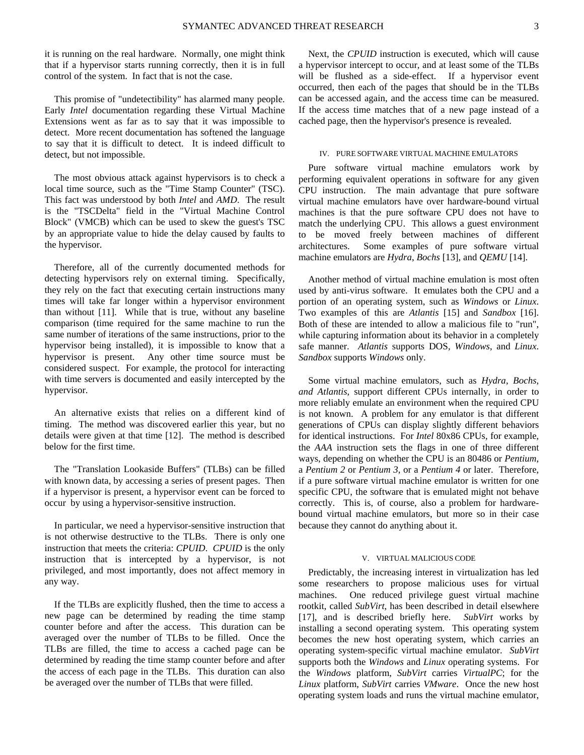it is running on the real hardware. Normally, one might think that if a hypervisor starts running correctly, then it is in full control of the system. In fact that is not the case.

This promise of "undetectibility" has alarmed many people. Early *Intel* documentation regarding these Virtual Machine Extensions went as far as to say that it was impossible to detect. More recent documentation has softened the language to say that it is difficult to detect. It is indeed difficult to detect, but not impossible.

The most obvious attack against hypervisors is to check a local time source, such as the "Time Stamp Counter" (TSC). This fact was understood by both *Intel* and *AMD*. The result is the "TSCDelta" field in the "Virtual Machine Control Block" (VMCB) which can be used to skew the guest's TSC by an appropriate value to hide the delay caused by faults to the hypervisor.

Therefore, all of the currently documented methods for detecting hypervisors rely on external timing. Specifically, they rely on the fact that executing certain instructions many times will take far longer within a hypervisor environment than without [11]. While that is true, without any baseline comparison (time required for the same machine to run the same number of iterations of the same instructions, prior to the hypervisor being installed), it is impossible to know that a hypervisor is present. Any other time source must be considered suspect. For example, the protocol for interacting with time servers is documented and easily intercepted by the hypervisor.

An alternative exists that relies on a different kind of timing. The method was discovered earlier this year, but no details were given at that time [12]. The method is described below for the first time.

The "Translation Lookaside Buffers" (TLBs) can be filled with known data, by accessing a series of present pages. Then if a hypervisor is present, a hypervisor event can be forced to occur by using a hypervisor-sensitive instruction.

In particular, we need a hypervisor-sensitive instruction that is not otherwise destructive to the TLBs. There is only one instruction that meets the criteria: *CPUID*. *CPUID* is the only instruction that is intercepted by a hypervisor, is not privileged, and most importantly, does not affect memory in any way.

If the TLBs are explicitly flushed, then the time to access a new page can be determined by reading the time stamp counter before and after the access. This duration can be averaged over the number of TLBs to be filled. Once the TLBs are filled, the time to access a cached page can be determined by reading the time stamp counter before and after the access of each page in the TLBs. This duration can also be averaged over the number of TLBs that were filled.

Next, the *CPUID* instruction is executed, which will cause a hypervisor intercept to occur, and at least some of the TLBs will be flushed as a side-effect. If a hypervisor event occurred, then each of the pages that should be in the TLBs can be accessed again, and the access time can be measured. If the access time matches that of a new page instead of a cached page, then the hypervisor's presence is revealed.

## IV. Pure Software Virtual Machine Emulators

Pure software virtual machine emulators work by performing equivalent operations in software for any given CPU instruction. The main advantage that pure software virtual machine emulators have over hardware-bound virtual machines is that the pure software CPU does not have to match the underlying CPU. This allows a guest environment to be moved freely between machines of different architectures. Some examples of pure software virtual machine emulators are *Hydra*, *Bochs* [13], and *QEMU* [14].

Another method of virtual machine emulation is most often used by anti-virus software. It emulates both the CPU and a portion of an operating system, such as *Windows* or *Linux*. Two examples of this are *Atlantis* [15] and *Sandbox* [16]. Both of these are intended to allow a malicious file to "run", while capturing information about its behavior in a completely safe manner. *Atlantis* supports DOS, *Windows*, and *Linux*. *Sandbox* supports *Windows* only.

Some virtual machine emulators, such as *Hydra*, *Bochs, and Atlantis*, support different CPUs internally, in order to more reliably emulate an environment when the required CPU is not known. A problem for any emulator is that different generations of CPUs can display slightly different behaviors for identical instructions. For *Intel* 80x86 CPUs, for example, the *AAA* instruction sets the flags in one of three different ways, depending on whether the CPU is an 80486 or *Pentium*, a *Pentium 2* or *Pentium 3*, or a *Pentium 4* or later. Therefore, if a pure software virtual machine emulator is written for one specific CPU, the software that is emulated might not behave correctly. This is, of course, also a problem for hardware-bound virtual machine emulators, but more so in their case because they cannot do anything about it.

## V. Virtual Malicious Code

Predictably, the increasing interest in virtualization has led some researchers to propose malicious uses for virtual machines. One reduced privilege guest virtual machine rootkit, called *SubVirt*, has been described in detail elsewhere [17], and is described briefly here. *SubVirt* works by installing a second operating system. This operating system becomes the new host operating system, which carries an operating system-specific virtual machine emulator. *SubVirt* supports both the *Windows* and *Linux* operating systems. For the *Windows* platform, *SubVirt* carries *VirtualPC*; for the *Linux* platform, *SubVirt* carries *VMware*. Once the new host operating system loads and runs the virtual machine emulator,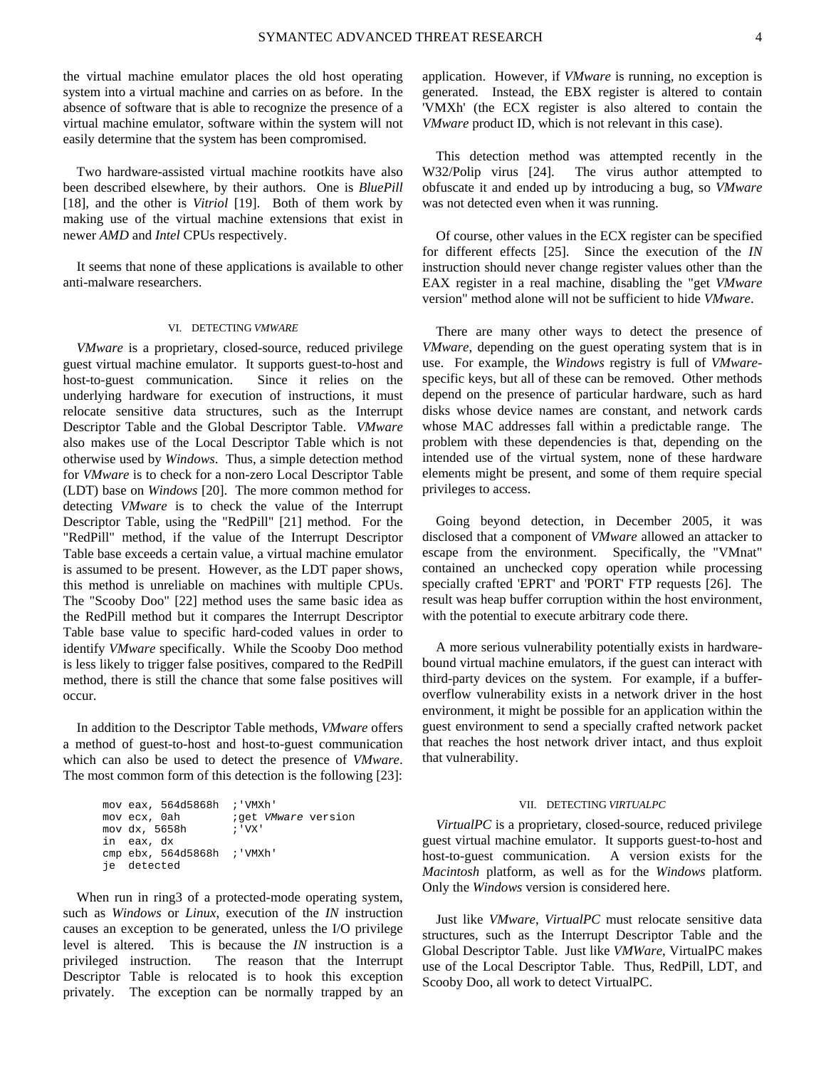the virtual machine emulator places the old host operating system into a virtual machine and carries on as before. In the absence of software that is able to recognize the presence of a virtual machine emulator, software within the system will not easily determine that the system has been compromised.

Two hardware-assisted virtual machine rootkits have also been described elsewhere, by their authors. One is *BluePill* [18], and the other is *Vitriol* [19]. Both of them work by making use of the virtual machine extensions that exist in newer *AMD* and *Intel* CPUs respectively.

It seems that none of these applications is available to other anti-malware researchers.

## VI. Detecting *VMware*

*VMware* is a proprietary, closed-source, reduced privilege guest virtual machine emulator. It supports guest-to-host and host-to-guest communication. Since it relies on the underlying hardware for execution of instructions, it must relocate sensitive data structures, such as the Interrupt Descriptor Table and the Global Descriptor Table. *VMware* also makes use of the Local Descriptor Table which is not otherwise used by *Windows*. Thus, a simple detection method for *VMware* is to check for a non-zero Local Descriptor Table (LDT) base on *Windows* [20]. The more common method for detecting *VMware* is to check the value of the Interrupt Descriptor Table, using the "RedPill" [21] method. For the "RedPill" method, if the value of the Interrupt Descriptor Table base exceeds a certain value, a virtual machine emulator is assumed to be present. However, as the LDT paper shows, this method is unreliable on machines with multiple CPUs. The "Scooby Doo" [22] method uses the same basic idea as the RedPill method but it compares the Interrupt Descriptor Table base value to specific hard-coded values in order to identify *VMware* specifically. While the Scooby Doo method is less likely to trigger false positives, compared to the RedPill method, there is still the chance that some false positives will occur.

In addition to the Descriptor Table methods, *VMware* offers a method of guest-to-host and host-to-guest communication which can also be used to detect the presence of *VMware*. The most common form of this detection is the following [23]:

```
mov eax, 564d5868h  ;'VMXh'
mov ecx, 0ah        ;get VMware version
mov dx, 5658h       ;'VX'
in  eax, dx
cmp ebx, 564d5868h  ;'VMXh'
je  detected
```

When run in ring3 of a protected-mode operating system, such as *Windows* or *Linux*, execution of the *IN* instruction causes an exception to be generated, unless the I/O privilege level is altered. This is because the *IN* instruction is a privileged instruction. The reason that the Interrupt Descriptor Table is relocated is to hook this exception privately. The exception can be normally trapped by an application. However, if *VMware* is running, no exception is generated. Instead, the EBX register is altered to contain 'VMXh' (the ECX register is also altered to contain the *VMware* product ID, which is not relevant in this case).

This detection method was attempted recently in the W32/Polip virus [24]. The virus author attempted to obfuscate it and ended up by introducing a bug, so *VMware* was not detected even when it was running.

Of course, other values in the ECX register can be specified for different effects [25]. Since the execution of the *IN* instruction should never change register values other than the EAX register in a real machine, disabling the "get *VMware* version" method alone will not be sufficient to hide *VMware*.

There are many other ways to detect the presence of *VMware*, depending on the guest operating system that is in use. For example, the *Windows* registry is full of *VMware*-specific keys, but all of these can be removed. Other methods depend on the presence of particular hardware, such as hard disks whose device names are constant, and network cards whose MAC addresses fall within a predictable range. The problem with these dependencies is that, depending on the intended use of the virtual system, none of these hardware elements might be present, and some of them require special privileges to access.

Going beyond detection, in December 2005, it was disclosed that a component of *VMware* allowed an attacker to escape from the environment. Specifically, the "VMnat" contained an unchecked copy operation while processing specially crafted 'EPRT' and 'PORT' FTP requests [26]. The result was heap buffer corruption within the host environment, with the potential to execute arbitrary code there.

A more serious vulnerability potentially exists in hardware-bound virtual machine emulators, if the guest can interact with third-party devices on the system. For example, if a buffer-overflow vulnerability exists in a network driver in the host environment, it might be possible for an application within the guest environment to send a specially crafted network packet that reaches the host network driver intact, and thus exploit that vulnerability.

## VII. Detecting *VirtualPC*

*VirtualPC* is a proprietary, closed-source, reduced privilege guest virtual machine emulator. It supports guest-to-host and host-to-guest communication. A version exists for the *Macintosh* platform, as well as for the *Windows* platform. Only the *Windows* version is considered here.

Just like *VMware*, *VirtualPC* must relocate sensitive data structures, such as the Interrupt Descriptor Table and the Global Descriptor Table. Just like *VMWare*, VirtualPC makes use of the Local Descriptor Table. Thus, RedPill, LDT, and Scooby Doo, all work to detect VirtualPC.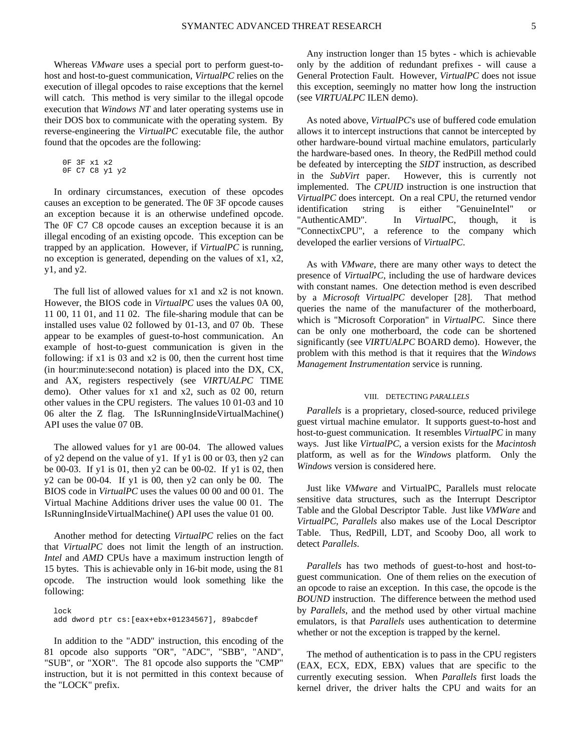Whereas *VMware* uses a special port to perform guest-to-host and host-to-guest communication, *VirtualPC* relies on the execution of illegal opcodes to raise exceptions that the kernel will catch. This method is very similar to the illegal opcode execution that *Windows NT* and later operating systems use in their DOS box to communicate with the operating system. By reverse-engineering the *VirtualPC* executable file, the author found that the opcodes are the following:

```
0F 3F x1 x2
0F C7 C8 y1 y2
```

In ordinary circumstances, execution of these opcodes causes an exception to be generated. The 0F 3F opcode causes an exception because it is an otherwise undefined opcode. The 0F C7 C8 opcode causes an exception because it is an illegal encoding of an existing opcode. This exception can be trapped by an application. However, if *VirtualPC* is running, no exception is generated, depending on the values of x1, x2, y1, and y2.

The full list of allowed values for x1 and x2 is not known. However, the BIOS code in *VirtualPC* uses the values 0A 00, 11 00, 11 01, and 11 02. The file-sharing module that can be installed uses value 02 followed by 01-13, and 07 0b. These appear to be examples of guest-to-host communication. An example of host-to-guest communication is given in the following: if x1 is 03 and x2 is 00, then the current host time (in hour:minute:second notation) is placed into the DX, CX, and AX, registers respectively (see *VIRTUALPC* TIME demo). Other values for x1 and x2, such as 02 00, return other values in the CPU registers. The values 10 01-03 and 10 06 alter the Z flag. The IsRunningInsideVirtualMachine() API uses the value 07 0B.

The allowed values for y1 are 00-04. The allowed values of y2 depend on the value of y1. If y1 is 00 or 03, then y2 can be 00-03. If y1 is 01, then y2 can be 00-02. If y1 is 02, then y2 can be 00-04. If y1 is 00, then y2 can only be 00. The BIOS code in *VirtualPC* uses the values 00 00 and 00 01. The Virtual Machine Additions driver uses the value 00 01. The IsRunningInsideVirtualMachine() API uses the value 01 00.

Another method for detecting *VirtualPC* relies on the fact that *VirtualPC* does not limit the length of an instruction. *Intel* and *AMD* CPUs have a maximum instruction length of 15 bytes. This is achievable only in 16-bit mode, using the 81 opcode. The instruction would look something like the following:

```
lock
add dword ptr cs:[eax+ebx+01234567], 89abcdef
```

In addition to the "ADD" instruction, this encoding of the 81 opcode also supports "OR", "ADC", "SBB", "AND", "SUB", or "XOR". The 81 opcode also supports the "CMP" instruction, but it is not permitted in this context because of the "LOCK" prefix.

Any instruction longer than 15 bytes - which is achievable only by the addition of redundant prefixes - will cause a General Protection Fault. However, *VirtualPC* does not issue this exception, seemingly no matter how long the instruction (see *VIRTUALPC* ILEN demo).

As noted above, *VirtualPC*'s use of buffered code emulation allows it to intercept instructions that cannot be intercepted by other hardware-bound virtual machine emulators, particularly the hardware-based ones. In theory, the RedPill method could be defeated by intercepting the *SIDT* instruction, as described in the *SubVirt* paper. However, this is currently not implemented. The *CPUID* instruction is one instruction that *VirtualPC* does intercept. On a real CPU, the returned vendor identification string is either "GenuineIntel" or "AuthenticAMD". In *VirtualPC*, though, it is "ConnectixCPU", a reference to the company which developed the earlier versions of *VirtualPC*.

As with *VMware*, there are many other ways to detect the presence of *VirtualPC*, including the use of hardware devices with constant names. One detection method is even described by a *Microsoft VirtualPC* developer [28]. That method queries the name of the manufacturer of the motherboard, which is "Microsoft Corporation" in *VirtualPC*. Since there can be only one motherboard, the code can be shortened significantly (see *VIRTUALPC* BOARD demo). However, the problem with this method is that it requires that the *Windows Management Instrumentation* service is running.

## VIII. Detecting *Parallels*

*Parallels* is a proprietary, closed-source, reduced privilege guest virtual machine emulator. It supports guest-to-host and host-to-guest communication. It resembles *VirtualPC* in many ways. Just like *VirtualPC*, a version exists for the *Macintosh* platform, as well as for the *Windows* platform. Only the *Windows* version is considered here.

Just like *VMware* and VirtualPC, Parallels must relocate sensitive data structures, such as the Interrupt Descriptor Table and the Global Descriptor Table. Just like *VMWare* and *VirtualPC*, *Parallels* also makes use of the Local Descriptor Table. Thus, RedPill, LDT, and Scooby Doo, all work to detect *Parallels*.

*Parallels* has two methods of guest-to-host and host-to-guest communication. One of them relies on the execution of an opcode to raise an exception. In this case, the opcode is the *BOUND* instruction. The difference between the method used by *Parallels*, and the method used by other virtual machine emulators, is that *Parallels* uses authentication to determine whether or not the exception is trapped by the kernel.

The method of authentication is to pass in the CPU registers (EAX, ECX, EDX, EBX) values that are specific to the currently executing session. When *Parallels* first loads the kernel driver, the driver halts the CPU and waits for an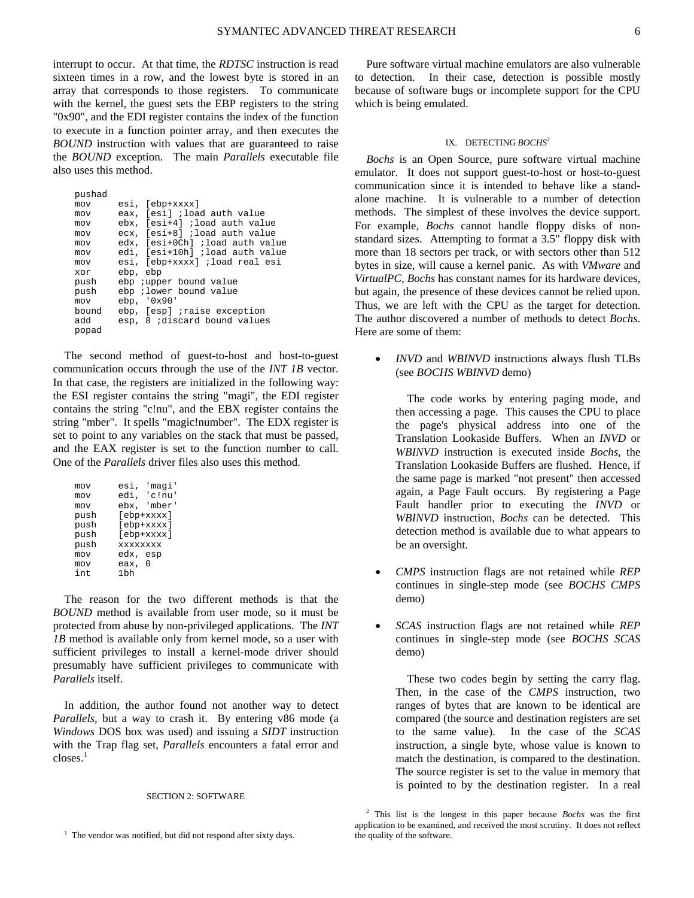interrupt to occur. At that time, the *RDTSC* instruction is read sixteen times in a row, and the lowest byte is stored in an array that corresponds to those registers. To communicate with the kernel, the guest sets the EBP registers to the string "0x90", and the EDI register contains the index of the function to execute in a function pointer array, and then executes the *BOUND* instruction with values that are guaranteed to raise the *BOUND* exception. The main *Parallels* executable file also uses this method.

```
pushad
mov     esi, [ebp+xxxx]
mov     eax, [esi] ;load auth value
mov     ebx, [esi+4] ;load auth value
mov     ecx, [esi+8] ;load auth value
mov     edx, [esi+0Ch] ;load auth value
mov     edi, [esi+10h] ;load auth value
mov     esi, [ebp+xxxx] ;load real esi
xor     ebp, ebp
push    ebp ;upper bound value
push    ebp ;lower bound value
mov     ebp, '0x90'
bound   ebp, [esp] ;raise exception
add     esp, 8 ;discard bound values
popad
```

The second method of guest-to-host and host-to-guest communication occurs through the use of the *INT 1B* vector. In that case, the registers are initialized in the following way: the ESI register contains the string "magi", the EDI register contains the string "c!nu", and the EBX register contains the string "mber". It spells "magic!number". The EDX register is set to point to any variables on the stack that must be passed, and the EAX register is set to the function number to call. One of the *Parallels* driver files also uses this method.

```
mov     esi, 'magi'
mov     edi, 'c!nu'
mov     ebx, 'mber'
push    [ebp+xxxx]
push    [ebp+xxxx]
push    [ebp+xxxx]
push    xxxxxxxx
mov     edx, esp
mov     eax, 0
int     1bh
```

The reason for the two different methods is that the *BOUND* method is available from user mode, so it must be protected from abuse by non-privileged applications. The *INT 1B* method is available only from kernel mode, so a user with sufficient privileges to install a kernel-mode driver should presumably have sufficient privileges to communicate with *Parallels* itself.

In addition, the author found not another way to detect *Parallels*, but a way to crash it. By entering v86 mode (a *Windows* DOS box was used) and issuing a *SIDT* instruction with the Trap flag set, *Parallels* encounters a fatal error and closes.[1]

## SECTION 2: SOFTWARE

Pure software virtual machine emulators are also vulnerable to detection. In their case, detection is possible mostly because of software bugs or incomplete support for the CPU which is being emulated.

### IX. DETECTING *BOCHS*[2]

*Bochs* is an Open Source, pure software virtual machine emulator. It does not support guest-to-host or host-to-guest communication since it is intended to behave like a stand-alone machine. It is vulnerable to a number of detection methods. The simplest of these involves the device support. For example, *Bochs* cannot handle floppy disks of non-standard sizes. Attempting to format a 3.5" floppy disk with more than 18 sectors per track, or with sectors other than 512 bytes in size, will cause a kernel panic. As with *VMware* and *VirtualPC*, *Bochs* has constant names for its hardware devices, but again, the presence of these devices cannot be relied upon. Thus, we are left with the CPU as the target for detection. The author discovered a number of methods to detect *Bochs*. Here are some of them:

- *INVD* and *WBINVD* instructions always flush TLBs (see *BOCHS WBINVD* demo)

  The code works by entering paging mode, and then accessing a page. This causes the CPU to place the page's physical address into one of the Translation Lookaside Buffers. When an *INVD* or *WBINVD* instruction is executed inside *Bochs*, the Translation Lookaside Buffers are flushed. Hence, if the same page is marked "not present" then accessed again, a Page Fault occurs. By registering a Page Fault handler prior to executing the *INVD* or *WBINVD* instruction, *Bochs* can be detected. This detection method is available due to what appears to be an oversight.

- *CMPS* instruction flags are not retained while *REP* continues in single-step mode (see *BOCHS CMPS* demo)

- *SCAS* instruction flags are not retained while *REP* continues in single-step mode (see *BOCHS SCAS* demo)

  These two codes begin by setting the carry flag. Then, in the case of the *CMPS* instruction, two ranges of bytes that are known to be identical are compared (the source and destination registers are set to the same value). In the case of the *SCAS* instruction, a single byte, whose value is known to match the destination, is compared to the destination. The source register is set to the value in memory that is pointed to by the destination register. In a real

[1] The vendor was notified, but did not respond after sixty days.

[2] This list is the longest in this paper because *Bochs* was the first application to be examined, and received the most scrutiny. It does not reflect the quality of the software.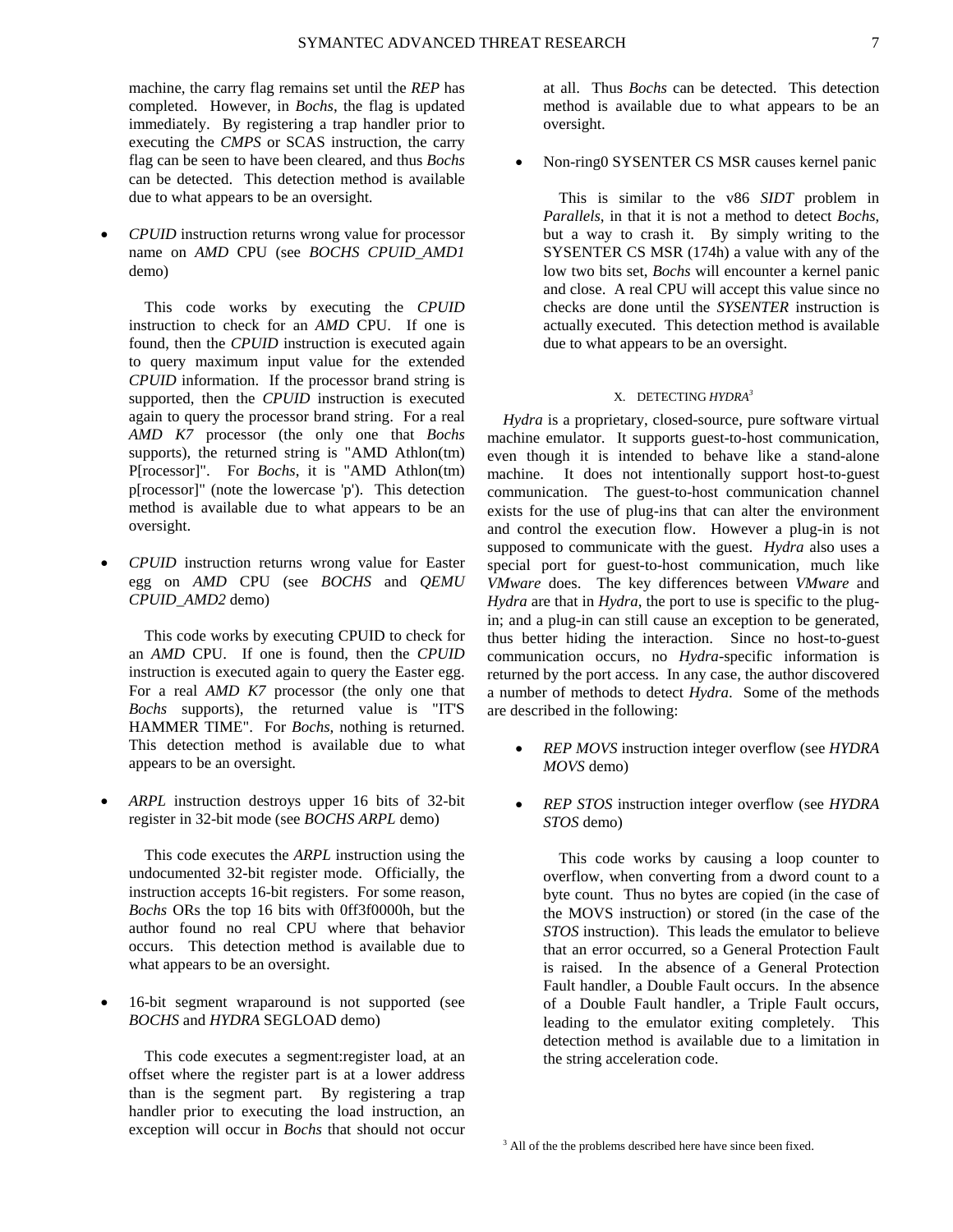machine, the carry flag remains set until the *REP* has completed. However, in *Bochs*, the flag is updated immediately. By registering a trap handler prior to executing the *CMPS* or SCAS instruction, the carry flag can be seen to have been cleared, and thus *Bochs* can be detected. This detection method is available due to what appears to be an oversight.

- *CPUID* instruction returns wrong value for processor name on *AMD* CPU (see *BOCHS CPUID_AMD1* demo)

  This code works by executing the *CPUID* instruction to check for an *AMD* CPU. If one is found, then the *CPUID* instruction is executed again to query maximum input value for the extended *CPUID* information. If the processor brand string is supported, then the *CPUID* instruction is executed again to query the processor brand string. For a real *AMD K7* processor (the only one that *Bochs* supports), the returned string is "AMD Athlon(tm) P[rocessor]". For *Bochs*, it is "AMD Athlon(tm) p[rocessor]" (note the lowercase 'p'). This detection method is available due to what appears to be an oversight.

- *CPUID* instruction returns wrong value for Easter egg on *AMD* CPU (see *BOCHS* and *QEMU CPUID_AMD2* demo)

  This code works by executing CPUID to check for an *AMD* CPU. If one is found, then the *CPUID* instruction is executed again to query the Easter egg. For a real *AMD K7* processor (the only one that *Bochs* supports), the returned value is "IT'S HAMMER TIME". For *Bochs*, nothing is returned. This detection method is available due to what appears to be an oversight.

- *ARPL* instruction destroys upper 16 bits of 32-bit register in 32-bit mode (see *BOCHS ARPL* demo)

  This code executes the *ARPL* instruction using the undocumented 32-bit register mode. Officially, the instruction accepts 16-bit registers. For some reason, *Bochs* ORs the top 16 bits with 0ff3f0000h, but the author found no real CPU where that behavior occurs. This detection method is available due to what appears to be an oversight.

- 16-bit segment wraparound is not supported (see *BOCHS* and *HYDRA* SEGLOAD demo)

  This code executes a segment:register load, at an offset where the register part is at a lower address than is the segment part. By registering a trap handler prior to executing the load instruction, an exception will occur in *Bochs* that should not occur at all. Thus *Bochs* can be detected. This detection method is available due to what appears to be an oversight.

- Non-ring0 SYSENTER CS MSR causes kernel panic

  This is similar to the v86 *SIDT* problem in *Parallels*, in that it is not a method to detect *Bochs*, but a way to crash it. By simply writing to the SYSENTER CS MSR (174h) a value with any of the low two bits set, *Bochs* will encounter a kernel panic and close. A real CPU will accept this value since no checks are done until the *SYSENTER* instruction is actually executed. This detection method is available due to what appears to be an oversight.

## X. Detecting *Hydra*[3]

*Hydra* is a proprietary, closed-source, pure software virtual machine emulator. It supports guest-to-host communication, even though it is intended to behave like a stand-alone machine. It does not intentionally support host-to-guest communication. The guest-to-host communication channel exists for the use of plug-ins that can alter the environment and control the execution flow. However a plug-in is not supposed to communicate with the guest. *Hydra* also uses a special port for guest-to-host communication, much like *VMware* does. The key differences between *VMware* and *Hydra* are that in *Hydra*, the port to use is specific to the plug-in; and a plug-in can still cause an exception to be generated, thus better hiding the interaction. Since no host-to-guest communication occurs, no *Hydra*-specific information is returned by the port access. In any case, the author discovered a number of methods to detect *Hydra*. Some of the methods are described in the following:

- *REP MOVS* instruction integer overflow (see *HYDRA MOVS* demo)
- *REP STOS* instruction integer overflow (see *HYDRA STOS* demo)

  This code works by causing a loop counter to overflow, when converting from a dword count to a byte count. Thus no bytes are copied (in the case of the MOVS instruction) or stored (in the case of the *STOS* instruction). This leads the emulator to believe that an error occurred, so a General Protection Fault is raised. In the absence of a General Protection Fault handler, a Double Fault occurs. In the absence of a Double Fault handler, a Triple Fault occurs, leading to the emulator exiting completely. This detection method is available due to a limitation in the string acceleration code.

[3] All of the the problems described here have since been fixed.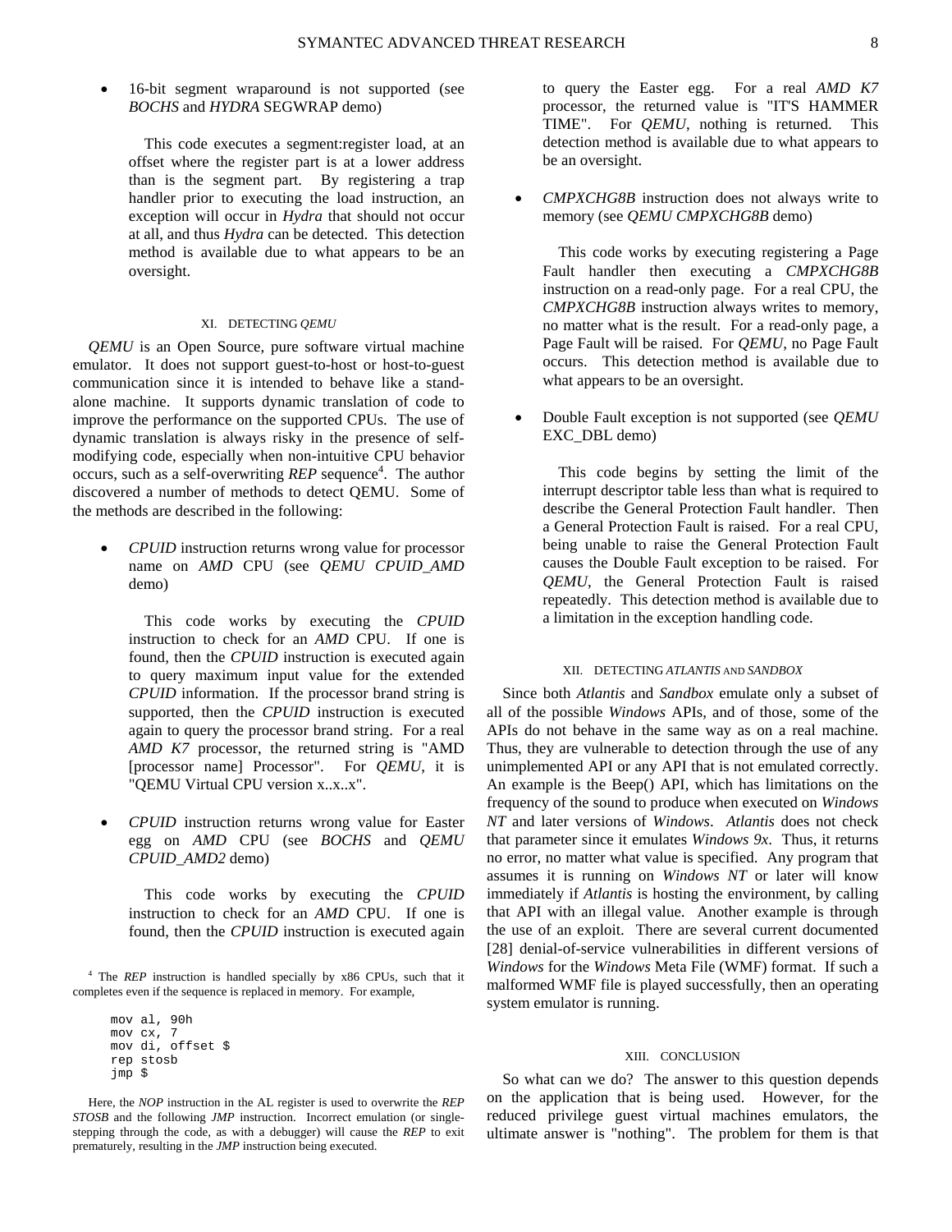- 16-bit segment wraparound is not supported (see *BOCHS* and *HYDRA* SEGWRAP demo)

  This code executes a segment:register load, at an offset where the register part is at a lower address than is the segment part. By registering a trap handler prior to executing the load instruction, an exception will occur in *Hydra* that should not occur at all, and thus *Hydra* can be detected. This detection method is available due to what appears to be an oversight.

## XI. Detecting *QEMU*

*QEMU* is an Open Source, pure software virtual machine emulator. It does not support guest-to-host or host-to-guest communication since it is intended to behave like a stand-alone machine. It supports dynamic translation of code to improve the performance on the supported CPUs. The use of dynamic translation is always risky in the presence of self-modifying code, especially when non-intuitive CPU behavior occurs, such as a self-overwriting *REP* sequence[4]. The author discovered a number of methods to detect QEMU. Some of the methods are described in the following:

- *CPUID* instruction returns wrong value for processor name on *AMD* CPU (see *QEMU CPUID_AMD* demo)

  This code works by executing the *CPUID* instruction to check for an *AMD* CPU. If one is found, then the *CPUID* instruction is executed again to query maximum input value for the extended *CPUID* information. If the processor brand string is supported, then the *CPUID* instruction is executed again to query the processor brand string. For a real *AMD K7* processor, the returned string is "AMD [processor name] Processor". For *QEMU*, it is "QEMU Virtual CPU version x..x..x".

- *CPUID* instruction returns wrong value for Easter egg on *AMD* CPU (see *BOCHS* and *QEMU CPUID_AMD2* demo)

  This code works by executing the *CPUID* instruction to check for an *AMD* CPU. If one is found, then the *CPUID* instruction is executed again to query the Easter egg. For a real *AMD K7* processor, the returned value is "IT'S HAMMER TIME". For *QEMU*, nothing is returned. This detection method is available due to what appears to be an oversight.

- *CMPXCHG8B* instruction does not always write to memory (see *QEMU CMPXCHG8B* demo)

  This code works by executing registering a Page Fault handler then executing a *CMPXCHG8B* instruction on a read-only page. For a real CPU, the *CMPXCHG8B* instruction always writes to memory, no matter what is the result. For a read-only page, a Page Fault will be raised. For *QEMU*, no Page Fault occurs. This detection method is available due to what appears to be an oversight.

- Double Fault exception is not supported (see *QEMU* EXC_DBL demo)

  This code begins by setting the limit of the interrupt descriptor table less than what is required to describe the General Protection Fault handler. Then a General Protection Fault is raised. For a real CPU, being unable to raise the General Protection Fault causes the Double Fault exception to be raised. For *QEMU*, the General Protection Fault is raised repeatedly. This detection method is available due to a limitation in the exception handling code.

## XII. Detecting *Atlantis* and *Sandbox*

Since both *Atlantis* and *Sandbox* emulate only a subset of all of the possible *Windows* APIs, and of those, some of the APIs do not behave in the same way as on a real machine. Thus, they are vulnerable to detection through the use of any unimplemented API or any API that is not emulated correctly. An example is the Beep() API, which has limitations on the frequency of the sound to produce when executed on *Windows NT* and later versions of *Windows*. *Atlantis* does not check that parameter since it emulates *Windows 9x*. Thus, it returns no error, no matter what value is specified. Any program that assumes it is running on *Windows NT* or later will know immediately if *Atlantis* is hosting the environment, by calling that API with an illegal value. Another example is through the use of an exploit. There are several current documented [28] denial-of-service vulnerabilities in different versions of *Windows* for the *Windows* Meta File (WMF) format. If such a malformed WMF file is played successfully, then an operating system emulator is running.

## XIII. Conclusion

So what can we do? The answer to this question depends on the application that is being used. However, for the reduced privilege guest virtual machines emulators, the ultimate answer is "nothing". The problem for them is that

---

[4] The *REP* instruction is handled specially by x86 CPUs, such that it completes even if the sequence is replaced in memory. For example,

```
mov al, 90h
mov cx, 7
mov di, offset $
rep stosb
jmp $
```

Here, the *NOP* instruction in the AL register is used to overwrite the *REP STOSB* and the following *JMP* instruction. Incorrect emulation (or single-stepping through the code, as with a debugger) will cause the *REP* to exit prematurely, resulting in the *JMP* instruction being executed.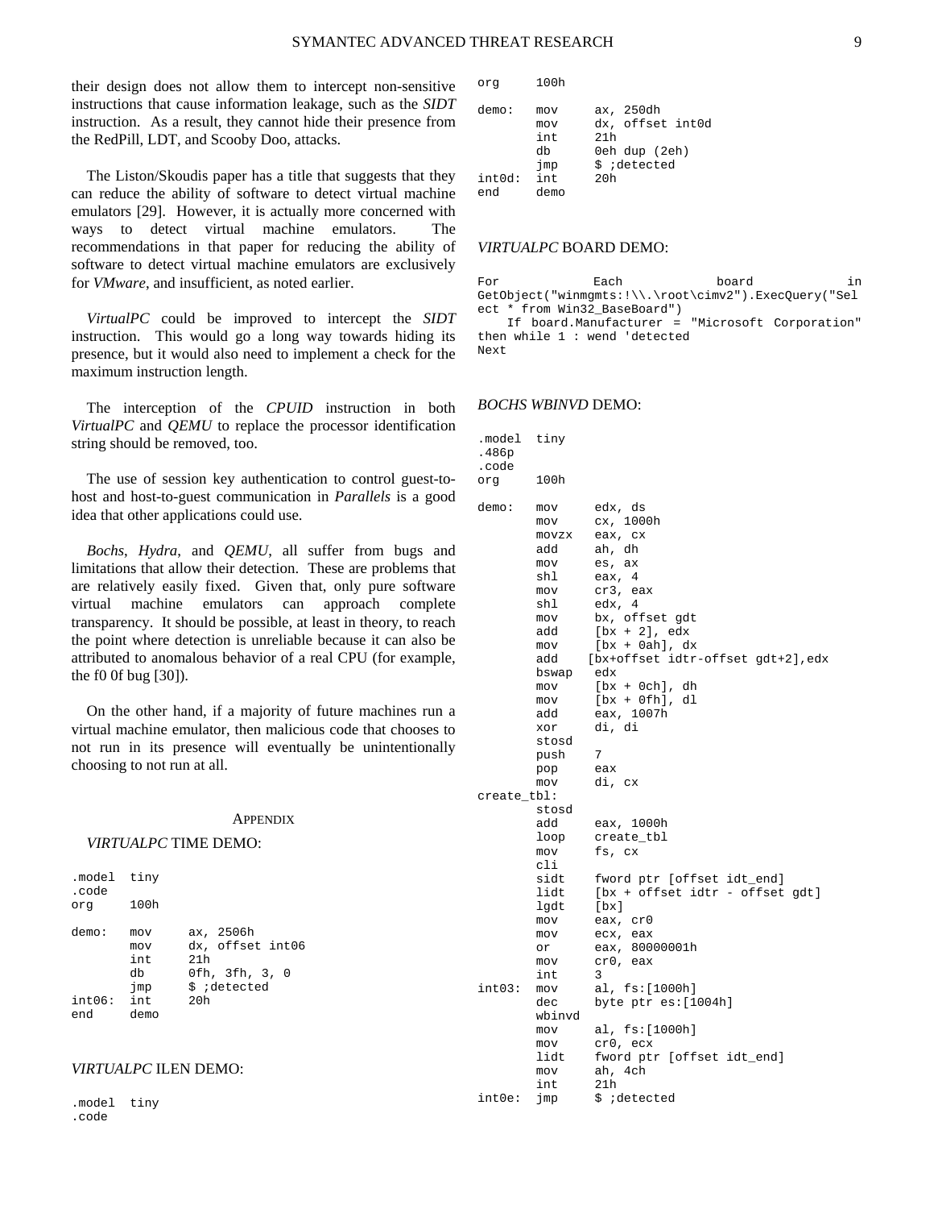their design does not allow them to intercept non-sensitive instructions that cause information leakage, such as the *SIDT* instruction. As a result, they cannot hide their presence from the RedPill, LDT, and Scooby Doo, attacks.

The Liston/Skoudis paper has a title that suggests that they can reduce the ability of software to detect virtual machine emulators [29]. However, it is actually more concerned with ways to detect virtual machine emulators. The recommendations in that paper for reducing the ability of software to detect virtual machine emulators are exclusively for *VMware*, and insufficient, as noted earlier.

*VirtualPC* could be improved to intercept the *SIDT* instruction. This would go a long way towards hiding its presence, but it would also need to implement a check for the maximum instruction length.

The interception of the *CPUID* instruction in both *VirtualPC* and *QEMU* to replace the processor identification string should be removed, too.

The use of session key authentication to control guest-to-host and host-to-guest communication in *Parallels* is a good idea that other applications could use.

*Bochs*, *Hydra*, and *QEMU*, all suffer from bugs and limitations that allow their detection. These are problems that are relatively easily fixed. Given that, only pure software virtual machine emulators can approach complete transparency. It should be possible, at least in theory, to reach the point where detection is unreliable because it can also be attributed to anomalous behavior of a real CPU (for example, the f0 0f bug [30]).

On the other hand, if a majority of future machines run a virtual machine emulator, then malicious code that chooses to not run in its presence will eventually be unintentionally choosing to not run at all.

## Appendix

*VIRTUALPC* TIME DEMO:

```
.model  tiny
.code
org     100h

demo:   mov     ax, 2506h
        mov     dx, offset int06
        int     21h
        db      0fh, 3fh, 3, 0
        jmp     $ ;detected
int06:  int     20h
end     demo
```

*VIRTUALPC* ILEN DEMO:

```
.model  tiny
.code
org     100h

demo:   mov     ax, 250dh
        mov     dx, offset int0d
        int     21h
        db      0eh dup (2eh)
        jmp     $ ;detected
int0d:  int     20h
end     demo
```

*VIRTUALPC* BOARD DEMO:

```
For Each board in GetObject("winmgmts:!\\.\root\cimv2").ExecQuery("Select * from Win32_BaseBoard")
    If board.Manufacturer = "Microsoft Corporation" then while 1 : wend 'detected
Next
```

*BOCHS WBINVD* DEMO:

```
.model  tiny
.486p
.code
org     100h

demo:   mov     edx, ds
        mov     cx, 1000h
        movzx   eax, cx
        add     ah, dh
        mov     es, ax
        shl     eax, 4
        mov     cr3, eax
        shl     edx, 4
        mov     bx, offset gdt
        add     [bx + 2], edx
        mov     [bx + 0ah], dx
        add    [bx+offset idtr-offset gdt+2],edx
        bswap   edx
        mov     [bx + 0ch], dh
        mov     [bx + 0fh], dl
        add     eax, 1007h
        xor     di, di
        stosd
        push    7
        pop     eax
        mov     di, cx
create_tbl:
        stosd
        add     eax, 1000h
        loop    create_tbl
        mov     fs, cx
        cli
        sidt    fword ptr [offset idt_end]
        lidt    [bx + offset idtr - offset gdt]
        lgdt    [bx]
        mov     eax, cr0
        mov     ecx, eax
        or      eax, 80000001h
        mov     cr0, eax
        int     3
int03:  mov     al, fs:[1000h]
        dec     byte ptr es:[1004h]
        wbinvd
        mov     al, fs:[1000h]
        mov     cr0, ecx
        lidt    fword ptr [offset idt_end]
        mov     ah, 4ch
        int     21h
int0e:  jmp     $ ;detected
```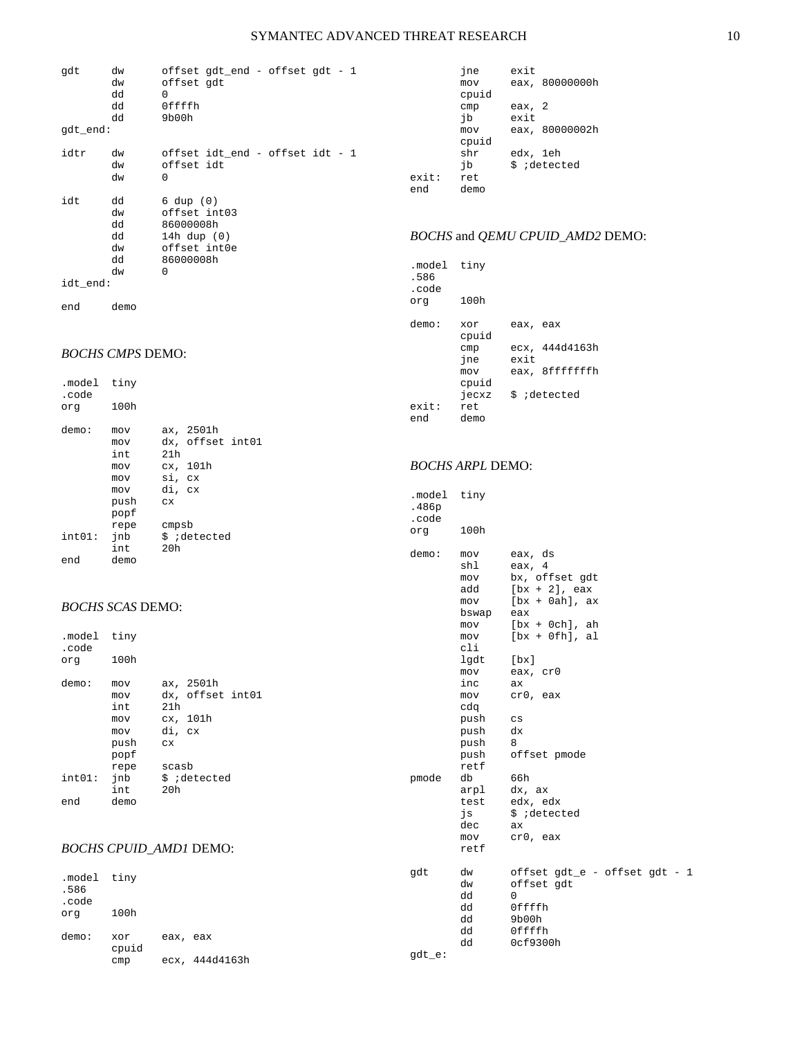```
gdt     dw      offset gdt_end - offset gdt - 1
        dw      offset gdt
        dd      0
        dd      0ffffh
        dd      9b00h
gdt_end:

idtr    dw      offset idt_end - offset idt - 1
        dw      offset idt
        dw      0

idt     dd      6 dup (0)
        dw      offset int03
        dd      86000008h
        dd      14h dup (0)
        dw      offset int0e
        dd      86000008h
        dw      0
idt_end:

end     demo
```

*BOCHS CMPS* DEMO:

```
.model  tiny
.code
org     100h

demo:   mov     ax, 2501h
        mov     dx, offset int01
        int     21h
        mov     cx, 101h
        mov     si, cx
        mov     di, cx
        push    cx
        popf
        repe    cmpsb
int01:  jnb     $ ;detected
        int     20h
end     demo
```

*BOCHS SCAS* DEMO:

```
.model  tiny
.code
org     100h

demo:   mov     ax, 2501h
        mov     dx, offset int01
        int     21h
        mov     cx, 101h
        mov     di, cx
        push    cx
        popf
        repe    scasb
int01:  jnb     $ ;detected
        int     20h
end     demo
```

*BOCHS CPUID_AMD1* DEMO:

```
.model  tiny
.586
.code
org     100h

demo:   xor     eax, eax
        cpuid
        cmp     ecx, 444d4163h
        jne     exit
        mov     eax, 80000000h
        cpuid
        cmp     eax, 2
        jb      exit
        mov     eax, 80000002h
        cpuid
        shr     edx, 1eh
        jb      $ ;detected
exit:   ret
end     demo
```

*BOCHS* and *QEMU CPUID_AMD2* DEMO:

```
.model  tiny
.586
.code
org     100h

demo:   xor     eax, eax
        cpuid
        cmp     ecx, 444d4163h
        jne     exit
        mov     eax, 8fffffffh
        cpuid
        jecxz   $ ;detected
exit:   ret
end     demo
```

*BOCHS ARPL* DEMO:

```
.model  tiny
.486p
.code
org     100h

demo:   mov     eax, ds
        shl     eax, 4
        mov     bx, offset gdt
        add     [bx + 2], eax
        mov     [bx + 0ah], ax
        bswap   eax
        mov     [bx + 0ch], ah
        mov     [bx + 0fh], al
        cli
        lgdt    [bx]
        mov     eax, cr0
        inc     ax
        mov     cr0, eax
        cdq
        push    cs
        push    dx
        push    8
        push    offset pmode
        retf
pmode   db      66h
        arpl    dx, ax
        test    edx, edx
        js      $ ;detected
        dec     ax
        mov     cr0, eax
        retf

gdt     dw      offset gdt_e - offset gdt - 1
        dw      offset gdt
        dd      0
        dd      0ffffh
        dd      9b00h
        dd      0ffffh
        dd      0cf9300h
gdt_e:
```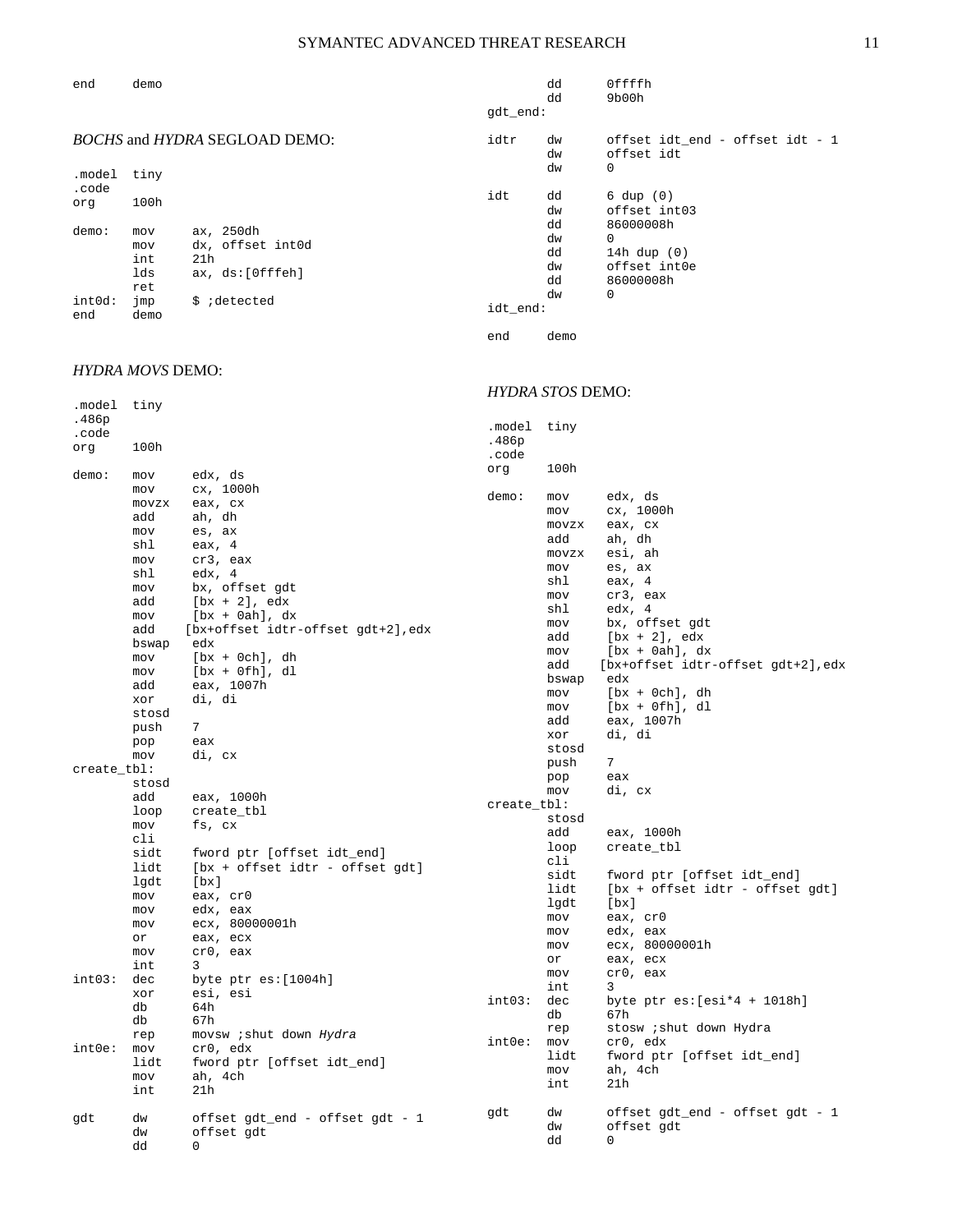```
end     demo
```

*BOCHS* and *HYDRA* SEGLOAD DEMO:

```
.model  tiny
.code
org     100h

demo:   mov     ax, 250dh
        mov     dx, offset int0d
        int     21h
        lds     ax, ds:[0fffeh]
        ret
int0d:  jmp     $ ;detected
end     demo
```

*HYDRA MOVS* DEMO:

```
.model  tiny
.486p
.code
org     100h

demo:   mov     edx, ds
        mov     cx, 1000h
        movzx   eax, cx
        add     ah, dh
        mov     es, ax
        shl     eax, 4
        mov     cr3, eax
        shl     edx, 4
        mov     bx, offset gdt
        add     [bx + 2], edx
        mov     [bx + 0ah], dx
        add    [bx+offset idtr-offset gdt+2],edx
        bswap   edx
        mov     [bx + 0ch], dh
        mov     [bx + 0fh], dl
        add     eax, 1007h
        xor     di, di
        stosd
        push    7
        pop     eax
        mov     di, cx
create_tbl:
        stosd
        add     eax, 1000h
        loop    create_tbl
        mov     fs, cx
        cli
        sidt    fword ptr [offset idt_end]
        lidt    [bx + offset idtr - offset gdt]
        lgdt    [bx]
        mov     eax, cr0
        mov     edx, eax
        mov     ecx, 80000001h
        or      eax, ecx
        mov     cr0, eax
        int     3
int03:  dec     byte ptr es:[1004h]
        xor     esi, esi
        db      64h
        db      67h
        rep     movsw ;shut down Hydra
int0e:  mov     cr0, edx
        lidt    fword ptr [offset idt_end]
        mov     ah, 4ch
        int     21h

gdt     dw      offset gdt_end - offset gdt - 1
        dw      offset gdt
        dd      0
        dd      0ffffh
        dd      9b00h
gdt_end:

idtr    dw      offset idt_end - offset idt - 1
        dw      offset idt
        dw      0

idt     dd      6 dup (0)
        dw      offset int03
        dd      86000008h
        dw      0
        dd      14h dup (0)
        dw      offset int0e
        dd      86000008h
        dw      0
idt_end:

end     demo
```

*HYDRA STOS* DEMO:

```
.model  tiny
.486p
.code
org     100h

demo:   mov     edx, ds
        mov     cx, 1000h
        movzx   eax, cx
        add     ah, dh
        movzx   esi, ah
        mov     es, ax
        shl     eax, 4
        mov     cr3, eax
        shl     edx, 4
        mov     bx, offset gdt
        add     [bx + 2], edx
        mov     [bx + 0ah], dx
        add    [bx+offset idtr-offset gdt+2],edx
        bswap   edx
        mov     [bx + 0ch], dh
        mov     [bx + 0fh], dl
        add     eax, 1007h
        xor     di, di
        stosd
        push    7
        pop     eax
        mov     di, cx
create_tbl:
        stosd
        add     eax, 1000h
        loop    create_tbl
        cli
        sidt    fword ptr [offset idt_end]
        lidt    [bx + offset idtr - offset gdt]
        lgdt    [bx]
        mov     eax, cr0
        mov     edx, eax
        mov     ecx, 80000001h
        or      eax, ecx
        mov     cr0, eax
        int     3
int03:  dec     byte ptr es:[esi*4 + 1018h]
        db      67h
        rep     stosw ;shut down Hydra
int0e:  mov     cr0, edx
        lidt    fword ptr [offset idt_end]
        mov     ah, 4ch
        int     21h

gdt     dw      offset gdt_end - offset gdt - 1
        dw      offset gdt
        dd      0
```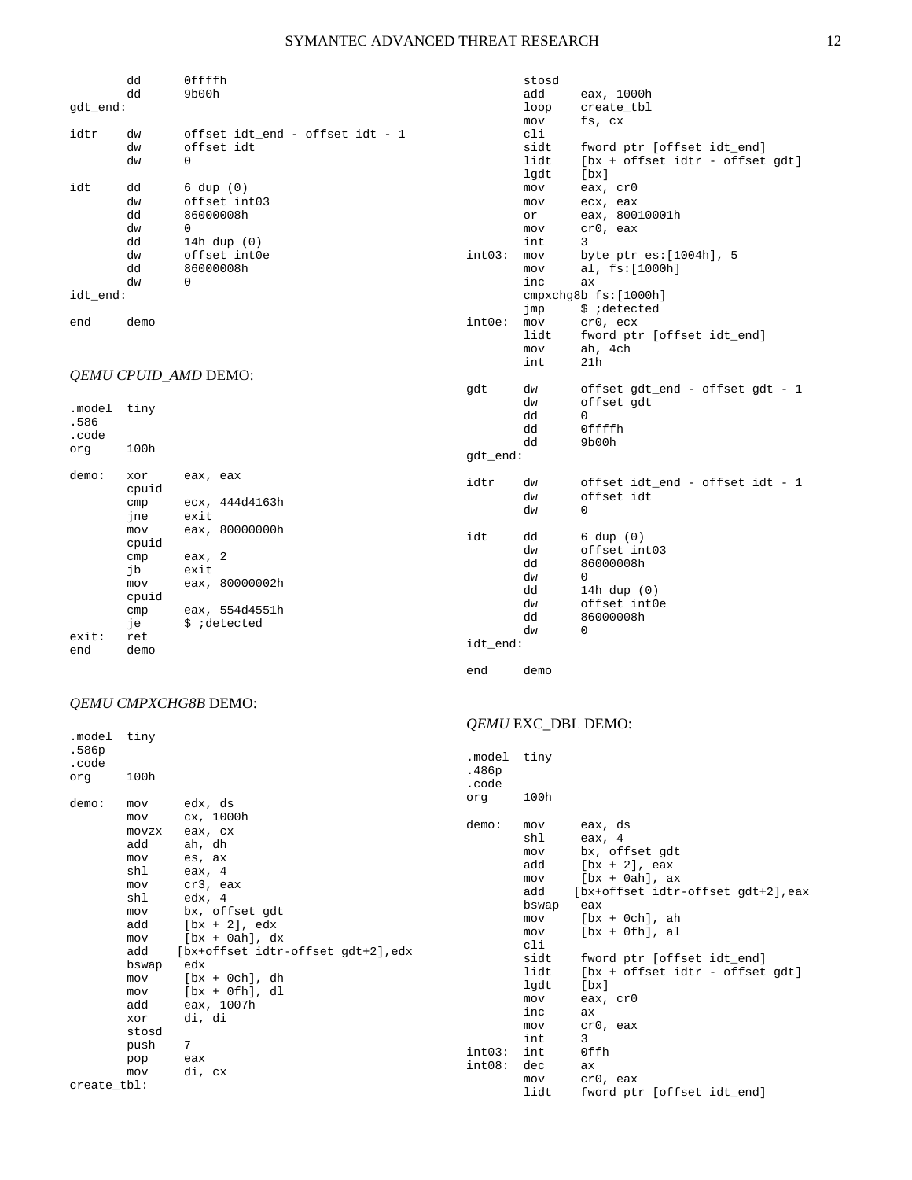```
        dd      0ffffh
        dd      9b00h
gdt_end:

idtr    dw      offset idt_end - offset idt - 1
        dw      offset idt
        dw      0

idt     dd      6 dup (0)
        dw      offset int03
        dd      86000008h
        dw      0
        dd      14h dup (0)
        dw      offset int0e
        dd      86000008h
        dw      0
idt_end:

end     demo
```

*QEMU CPUID_AMD* DEMO:

```
.model  tiny
.586
.code
org     100h

demo:   xor     eax, eax
        cpuid
        cmp     ecx, 444d4163h
        jne     exit
        mov     eax, 80000000h
        cpuid
        cmp     eax, 2
        jb      exit
        mov     eax, 80000002h
        cpuid
        cmp     eax, 554d4551h
        je      $ ;detected
exit:   ret
end     demo
```

*QEMU CMPXCHG8B* DEMO:

```
.model  tiny
.586p
.code
org     100h

demo:   mov     edx, ds
        mov     cx, 1000h
        movzx   eax, cx
        add     ah, dh
        mov     es, ax
        shl     eax, 4
        mov     cr3, eax
        shl     edx, 4
        mov     bx, offset gdt
        add     [bx + 2], edx
        mov     [bx + 0ah], dx
        add     [bx+offset idtr-offset gdt+2],edx
        bswap   edx
        mov     [bx + 0ch], dh
        mov     [bx + 0fh], dl
        add     eax, 1007h
        xor     di, di
        stosd
        push    7
        pop     eax
        mov     di, cx
create_tbl:
        stosd
        add     eax, 1000h
        loop    create_tbl
        mov     fs, cx
        cli
        sidt    fword ptr [offset idt_end]
        lidt    [bx + offset idtr - offset gdt]
        lgdt    [bx]
        mov     eax, cr0
        mov     ecx, eax
        or      eax, 80010001h
        mov     cr0, eax
        int     3
int03:  mov     byte ptr es:[1004h], 5
        mov     al, fs:[1000h]
        inc     ax
        cmpxchg8b fs:[1000h]
        jmp     $ ;detected
int0e:  mov     cr0, ecx
        lidt    fword ptr [offset idt_end]
        mov     ah, 4ch
        int     21h

gdt     dw      offset gdt_end - offset gdt - 1
        dw      offset gdt
        dd      0
        dd      0ffffh
        dd      9b00h
gdt_end:

idtr    dw      offset idt_end - offset idt - 1
        dw      offset idt
        dw      0

idt     dd      6 dup (0)
        dw      offset int03
        dd      86000008h
        dw      0
        dd      14h dup (0)
        dw      offset int0e
        dd      86000008h
        dw      0
idt_end:

end     demo
```

*QEMU* EXC_DBL DEMO:

```
.model  tiny
.486p
.code
org     100h

demo:   mov     eax, ds
        shl     eax, 4
        mov     bx, offset gdt
        add     [bx + 2], eax
        mov     [bx + 0ah], ax
        add    [bx+offset idtr-offset gdt+2],eax
        bswap   eax
        mov     [bx + 0ch], ah
        mov     [bx + 0fh], al
        cli
        sidt    fword ptr [offset idt_end]
        lidt    [bx + offset idtr - offset gdt]
        lgdt    [bx]
        mov     eax, cr0
        inc     ax
        mov     cr0, eax
        int     3
int03:  int     0ffh
int08:  dec     ax
        mov     cr0, eax
        lidt    fword ptr [offset idt_end]
```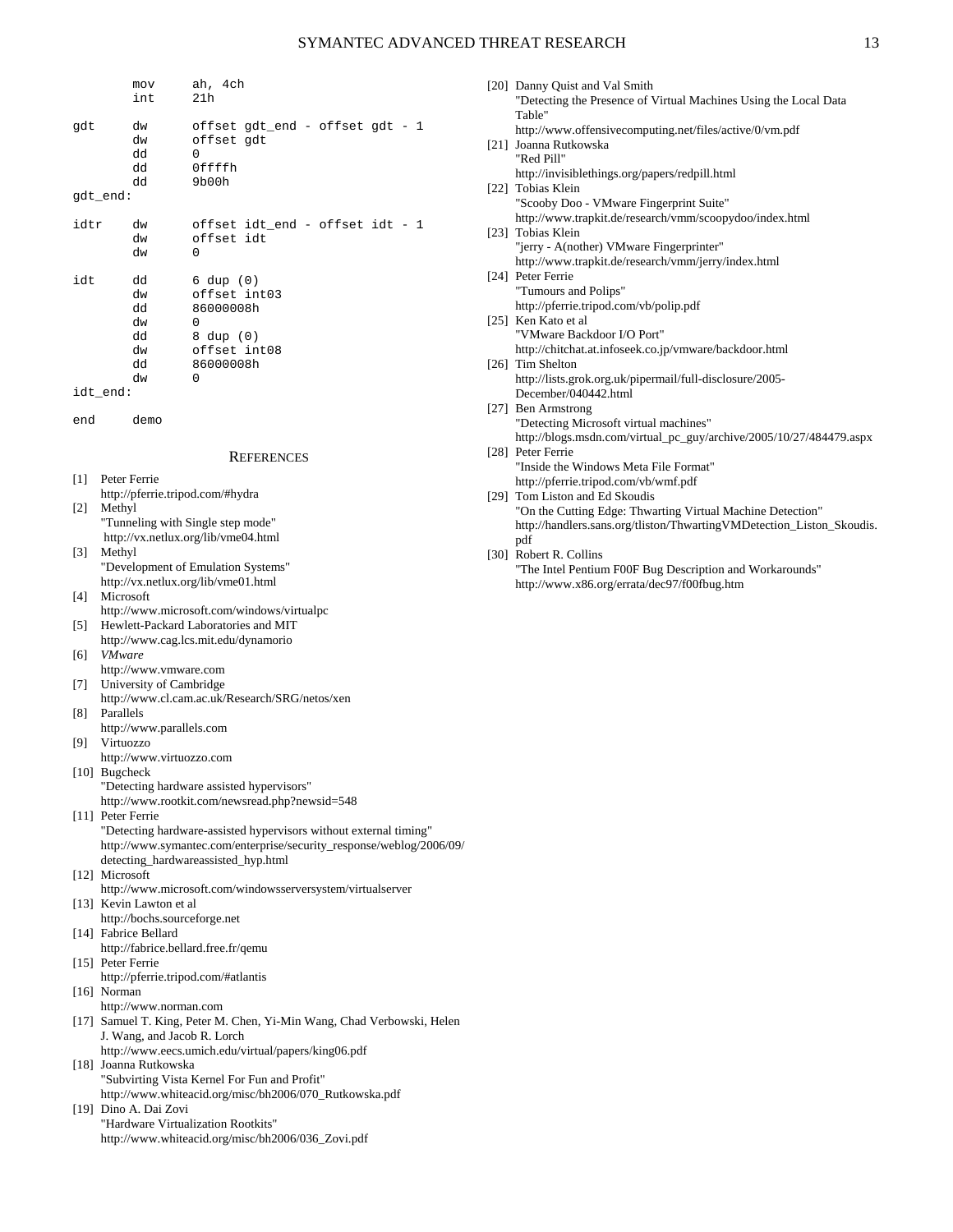```
        mov     ah, 4ch
        int     21h

gdt     dw      offset gdt_end - offset gdt - 1
        dw      offset gdt
        dd      0
        dd      0ffffh
        dd      9b00h
gdt_end:

idtr    dw      offset idt_end - offset idt - 1
        dw      offset idt
        dw      0

idt     dd      6 dup (0)
        dw      offset int03
        dd      86000008h
        dw      0
        dd      8 dup (0)
        dw      offset int08
        dd      86000008h
        dw      0
idt_end:

end     demo
```

## REFERENCES

[1] Peter Ferrie
http://pferrie.tripod.com/#hydra

[2] Methyl
"Tunneling with Single step mode"
http://vx.netlux.org/lib/vme04.html

[3] Methyl
"Development of Emulation Systems"
http://vx.netlux.org/lib/vme01.html

[4] Microsoft
http://www.microsoft.com/windows/virtualpc

[5] Hewlett-Packard Laboratories and MIT
http://www.cag.lcs.mit.edu/dynamorio

[6] *VMware*
http://www.vmware.com

[7] University of Cambridge
http://www.cl.cam.ac.uk/Research/SRG/netos/xen

[8] Parallels
http://www.parallels.com

[9] Virtuozzo
http://www.virtuozzo.com

[10] Bugcheck
"Detecting hardware assisted hypervisors"
http://www.rootkit.com/newsread.php?newsid=548

[11] Peter Ferrie
"Detecting hardware-assisted hypervisors without external timing"
http://www.symantec.com/enterprise/security_response/weblog/2006/09/detecting_hardwareassisted_hyp.html

[12] Microsoft
http://www.microsoft.com/windowsserversystem/virtualserver

[13] Kevin Lawton et al
http://bochs.sourceforge.net

[14] Fabrice Bellard
http://fabrice.bellard.free.fr/qemu

[15] Peter Ferrie
http://pferrie.tripod.com/#atlantis

[16] Norman
http://www.norman.com

[17] Samuel T. King, Peter M. Chen, Yi-Min Wang, Chad Verbowski, Helen J. Wang, and Jacob R. Lorch
http://www.eecs.umich.edu/virtual/papers/king06.pdf

[18] Joanna Rutkowska
"Subvirting Vista Kernel For Fun and Profit"
http://www.whiteacid.org/misc/bh2006/070_Rutkowska.pdf

[19] Dino A. Dai Zovi
"Hardware Virtualization Rootkits"
http://www.whiteacid.org/misc/bh2006/036_Zovi.pdf

[20] Danny Quist and Val Smith
"Detecting the Presence of Virtual Machines Using the Local Data Table"
http://www.offensivecomputing.net/files/active/0/vm.pdf

[21] Joanna Rutkowska
"Red Pill"
http://invisiblethings.org/papers/redpill.html

[22] Tobias Klein
"Scooby Doo - VMware Fingerprint Suite"
http://www.trapkit.de/research/vmm/scoopydoo/index.html

[23] Tobias Klein
"jerry - A(nother) VMware Fingerprinter"
http://www.trapkit.de/research/vmm/jerry/index.html

[24] Peter Ferrie
"Tumours and Polips"
http://pferrie.tripod.com/vb/polip.pdf

[25] Ken Kato et al
"VMware Backdoor I/O Port"
http://chitchat.at.infoseek.co.jp/vmware/backdoor.html

[26] Tim Shelton
http://lists.grok.org.uk/pipermail/full-disclosure/2005-December/040442.html

[27] Ben Armstrong
"Detecting Microsoft virtual machines"
http://blogs.msdn.com/virtual_pc_guy/archive/2005/10/27/484479.aspx

[28] Peter Ferrie
"Inside the Windows Meta File Format"
http://pferrie.tripod.com/vb/wmf.pdf

[29] Tom Liston and Ed Skoudis
"On the Cutting Edge: Thwarting Virtual Machine Detection"
http://handlers.sans.org/tliston/ThwartingVMDetection_Liston_Skoudis.pdf

[30] Robert R. Collins
"The Intel Pentium F00F Bug Description and Workarounds"
http://www.x86.org/errata/dec97/f00fbug.htm